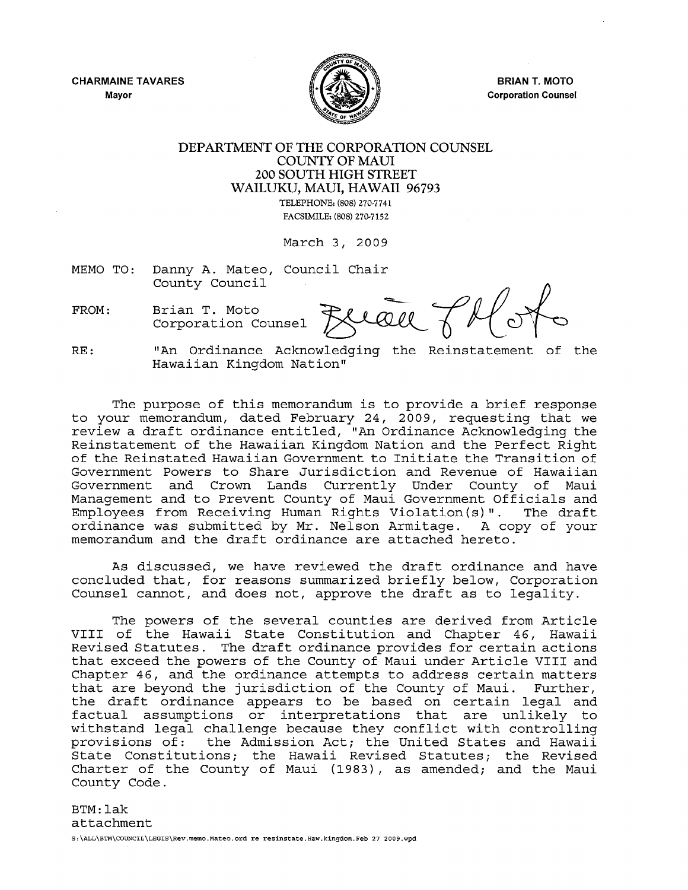**CHARMAINE TAVARES**
Mayor

**BRIAN T. MOTO**
Corporation Counsel

# DEPARTMENT OF THE CORPORATION COUNSEL
## COUNTY OF MAUI
### 200 SOUTH HIGH STREET
### WAILUKU, MAUI, HAWAII 96793

TELEPHONE: (808) 270-7741
FACSIMILE: (808) 270-7152

March 3, 2009

MEMO TO: Danny A. Mateo, Council Chair
County Council

FROM: Brian T. Moto
Corporation Counsel

RE: "An Ordinance Acknowledging the Reinstatement of the Hawaiian Kingdom Nation"

The purpose of this memorandum is to provide a brief response to your memorandum, dated February 24, 2009, requesting that we review a draft ordinance entitled, "An Ordinance Acknowledging the Reinstatement of the Hawaiian Kingdom Nation and the Perfect Right of the Reinstated Hawaiian Government to Initiate the Transition of Government Powers to Share Jurisdiction and Revenue of Hawaiian Government and Crown Lands Currently Under County of Maui Management and to Prevent County of Maui Government Officials and Employees from Receiving Human Rights Violation(s)". The draft ordinance was submitted by Mr. Nelson Armitage. A copy of your memorandum and the draft ordinance are attached hereto.

As discussed, we have reviewed the draft ordinance and have concluded that, for reasons summarized briefly below, Corporation Counsel cannot, and does not, approve the draft as to legality.

The powers of the several counties are derived from Article VIII of the Hawaii State Constitution and Chapter 46, Hawaii Revised Statutes. The draft ordinance provides for certain actions that exceed the powers of the County of Maui under Article VIII and Chapter 46, and the ordinance attempts to address certain matters that are beyond the jurisdiction of the County of Maui. Further, the draft ordinance appears to be based on certain legal and factual assumptions or interpretations that are unlikely to withstand legal challenge because they conflict with controlling provisions of: the Admission Act; the United States and Hawaii State Constitutions; the Hawaii Revised Statutes; the Revised Charter of the County of Maui (1983), as amended; and the Maui County Code.

BTM:lak
attachment

S:\ALL\BTM\COUNCIL\LEGIS\Rev.memo.Mateo.ord re resinstate.Haw.kingdom.Feb 27 2009.wpd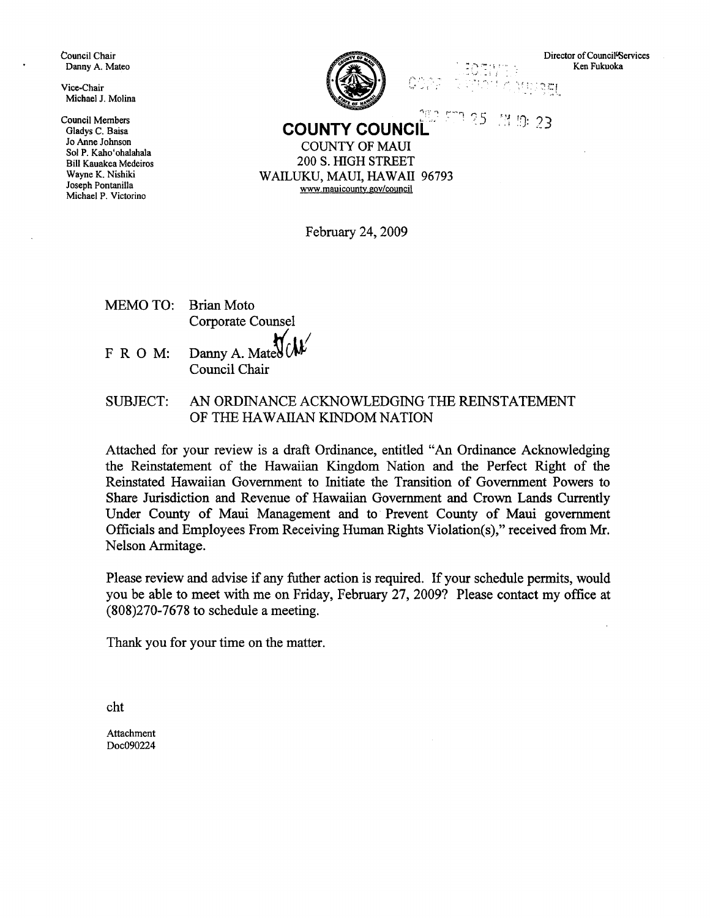Council Chair
Danny A. Mateo

Vice-Chair
Michael J. Molina

Council Members
Gladys C. Baisa
Jo Anne Johnson
Sol P. Kaho'ohalahala
Bill Kauakea Medeiros
Wayne K. Nishiki
Joseph Pontanilla
Michael P. Victorino

Director of Council Services
Ken Fukuoka

# COUNTY COUNCIL

COUNTY OF MAUI
200 S. HIGH STREET
WAILUKU, MAUI, HAWAII 96793
www.mauicounty.gov/council

February 24, 2009

MEMO TO: Brian Moto
Corporate Counsel

F R O M: Danny A. Mateo
Council Chair

SUBJECT: AN ORDINANCE ACKNOWLEDGING THE REINSTATEMENT OF THE HAWAIIAN KINDOM NATION

Attached for your review is a draft Ordinance, entitled "An Ordinance Acknowledging the Reinstatement of the Hawaiian Kingdom Nation and the Perfect Right of the Reinstated Hawaiian Government to Initiate the Transition of Government Powers to Share Jurisdiction and Revenue of Hawaiian Government and Crown Lands Currently Under County of Maui Management and to Prevent County of Maui government Officials and Employees From Receiving Human Rights Violation(s)," received from Mr. Nelson Armitage.

Please review and advise if any futher action is required. If your schedule permits, would you be able to meet with me on Friday, February 27, 2009? Please contact my office at (808)270-7678 to schedule a meeting.

Thank you for your time on the matter.

cht

Attachment
Doc090224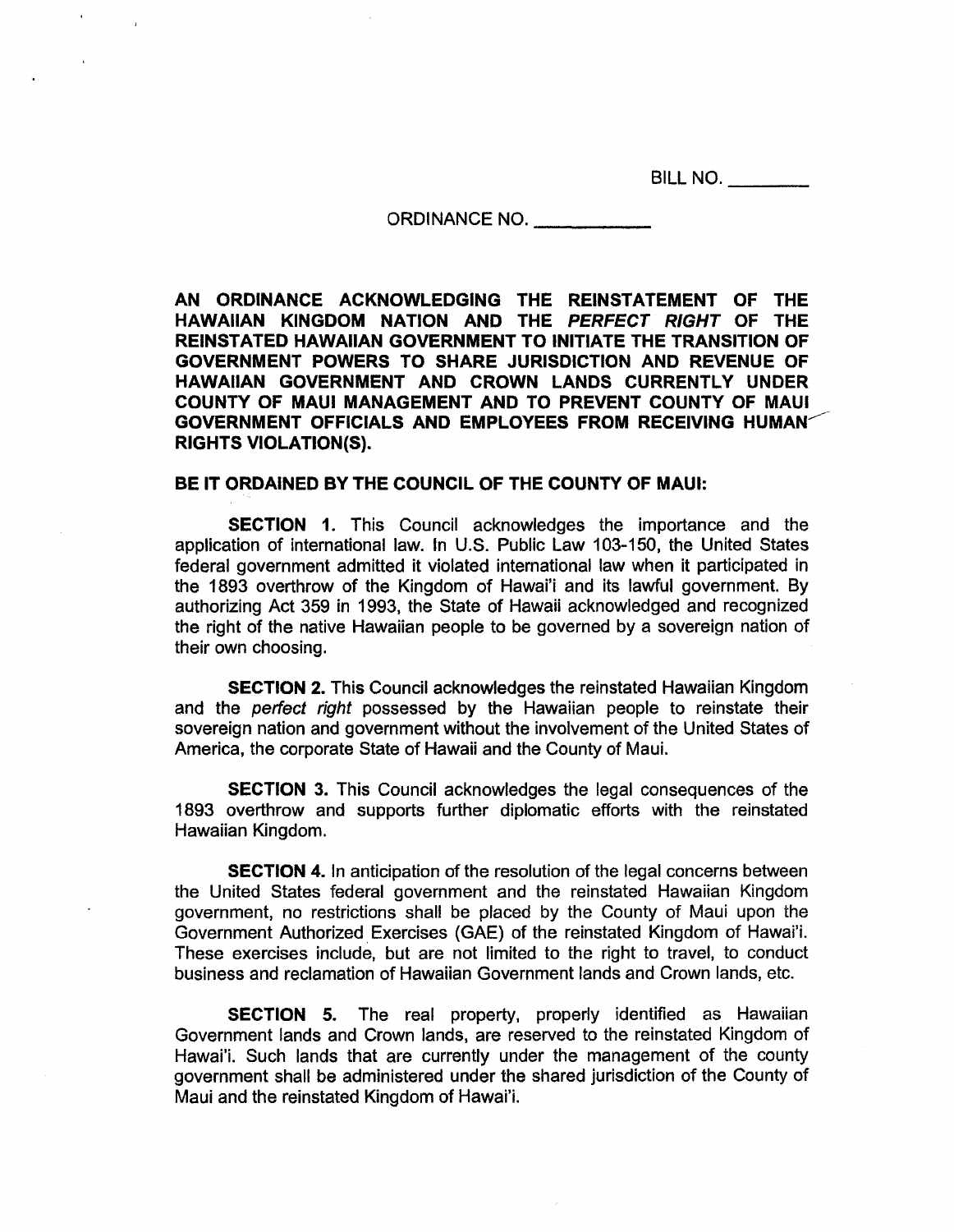BILL NO. ________

ORDINANCE NO. ____________

**AN ORDINANCE ACKNOWLEDGING THE REINSTATEMENT OF THE HAWAIIAN KINGDOM NATION AND THE *PERFECT RIGHT* OF THE REINSTATED HAWAIIAN GOVERNMENT TO INITIATE THE TRANSITION OF GOVERNMENT POWERS TO SHARE JURISDICTION AND REVENUE OF HAWAIIAN GOVERNMENT AND CROWN LANDS CURRENTLY UNDER COUNTY OF MAUI MANAGEMENT AND TO PREVENT COUNTY OF MAUI GOVERNMENT OFFICIALS AND EMPLOYEES FROM RECEIVING HUMAN RIGHTS VIOLATION(S).**

**BE IT ORDAINED BY THE COUNCIL OF THE COUNTY OF MAUI:**

**SECTION 1.** This Council acknowledges the importance and the application of international law. In U.S. Public Law 103-150, the United States federal government admitted it violated international law when it participated in the 1893 overthrow of the Kingdom of Hawai'i and its lawful government. By authorizing Act 359 in 1993, the State of Hawaii acknowledged and recognized the right of the native Hawaiian people to be governed by a sovereign nation of their own choosing.

**SECTION 2.** This Council acknowledges the reinstated Hawaiian Kingdom and the *perfect right* possessed by the Hawaiian people to reinstate their sovereign nation and government without the involvement of the United States of America, the corporate State of Hawaii and the County of Maui.

**SECTION 3.** This Council acknowledges the legal consequences of the 1893 overthrow and supports further diplomatic efforts with the reinstated Hawaiian Kingdom.

**SECTION 4.** In anticipation of the resolution of the legal concerns between the United States federal government and the reinstated Hawaiian Kingdom government, no restrictions shall be placed by the County of Maui upon the Government Authorized Exercises (GAE) of the reinstated Kingdom of Hawai'i. These exercises include, but are not limited to the right to travel, to conduct business and reclamation of Hawaiian Government lands and Crown lands, etc.

**SECTION 5.** The real property, properly identified as Hawaiian Government lands and Crown lands, are reserved to the reinstated Kingdom of Hawai'i. Such lands that are currently under the management of the county government shall be administered under the shared jurisdiction of the County of Maui and the reinstated Kingdom of Hawai'i.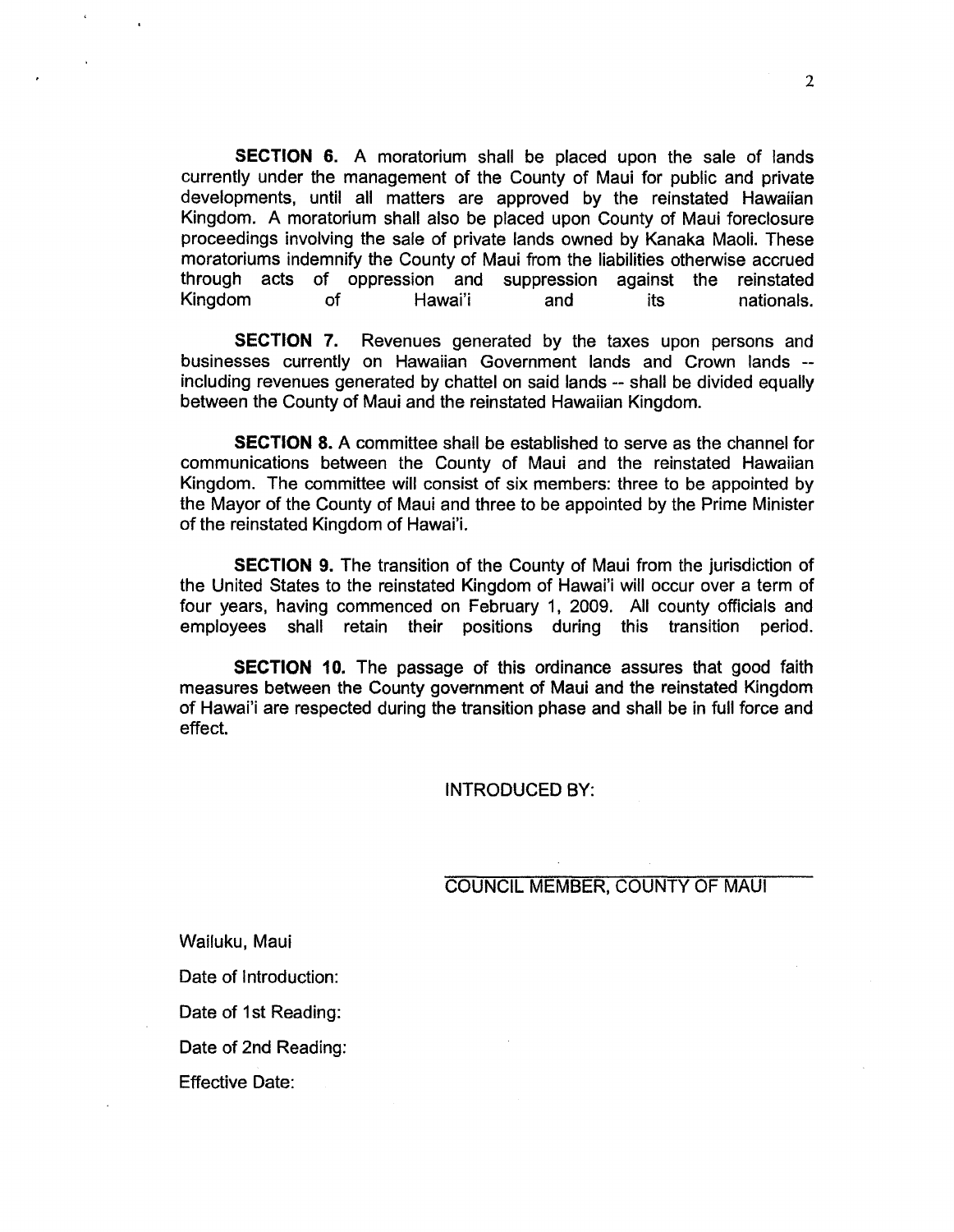**SECTION 6.** A moratorium shall be placed upon the sale of lands currently under the management of the County of Maui for public and private developments, until all matters are approved by the reinstated Hawaiian Kingdom. A moratorium shall also be placed upon County of Maui foreclosure proceedings involving the sale of private lands owned by Kanaka Maoli. These moratoriums indemnify the County of Maui from the liabilities otherwise accrued through acts of oppression and suppression against the reinstated Kingdom of Hawai'i and its nationals.

**SECTION 7.** Revenues generated by the taxes upon persons and businesses currently on Hawaiian Government lands and Crown lands -- including revenues generated by chattel on said lands -- shall be divided equally between the County of Maui and the reinstated Hawaiian Kingdom.

**SECTION 8.** A committee shall be established to serve as the channel for communications between the County of Maui and the reinstated Hawaiian Kingdom. The committee will consist of six members: three to be appointed by the Mayor of the County of Maui and three to be appointed by the Prime Minister of the reinstated Kingdom of Hawai'i.

**SECTION 9.** The transition of the County of Maui from the jurisdiction of the United States to the reinstated Kingdom of Hawai'i will occur over a term of four years, having commenced on February 1, 2009. All county officials and employees shall retain their positions during this transition period.

**SECTION 10.** The passage of this ordinance assures that good faith measures between the County government of Maui and the reinstated Kingdom of Hawai'i are respected during the transition phase and shall be in full force and effect.

INTRODUCED BY:

\_\_\_\_\_\_\_\_\_\_\_\_\_\_\_\_\_\_\_\_\_\_\_\_\_\_\_\_\_\_\_\_\_\_\_\_

COUNCIL MEMBER, COUNTY OF MAUI

Wailuku, Maui

Date of Introduction:

Date of 1st Reading:

Date of 2nd Reading:

Effective Date: